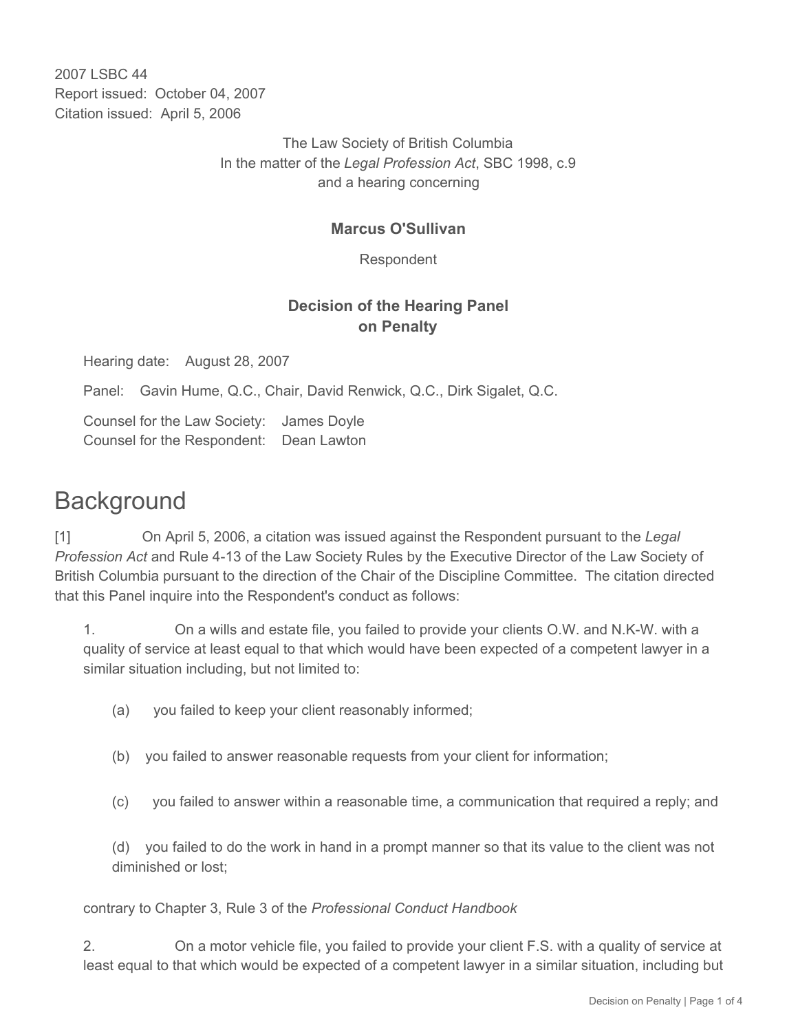2007 LSBC 44
Report issued: October 04, 2007
Citation issued: April 5, 2006

The Law Society of British Columbia
In the matter of the *Legal Profession Act*, SBC 1998, c.9
and a hearing concerning

**Marcus O'Sullivan**

Respondent

**Decision of the Hearing Panel on Penalty**

Hearing date: August 28, 2007

Panel: Gavin Hume, Q.C., Chair, David Renwick, Q.C., Dirk Sigalet, Q.C.

Counsel for the Law Society: James Doyle
Counsel for the Respondent: Dean Lawton

# Background

[1] On April 5, 2006, a citation was issued against the Respondent pursuant to the *Legal Profession Act* and Rule 4-13 of the Law Society Rules by the Executive Director of the Law Society of British Columbia pursuant to the direction of the Chair of the Discipline Committee. The citation directed that this Panel inquire into the Respondent's conduct as follows:

1. On a wills and estate file, you failed to provide your clients O.W. and N.K-W. with a quality of service at least equal to that which would have been expected of a competent lawyer in a similar situation including, but not limited to:

    (a) you failed to keep your client reasonably informed;

    (b) you failed to answer reasonable requests from your client for information;

    (c) you failed to answer within a reasonable time, a communication that required a reply; and

    (d) you failed to do the work in hand in a prompt manner so that its value to the client was not diminished or lost;

contrary to Chapter 3, Rule 3 of the *Professional Conduct Handbook*

2. On a motor vehicle file, you failed to provide your client F.S. with a quality of service at least equal to that which would be expected of a competent lawyer in a similar situation, including but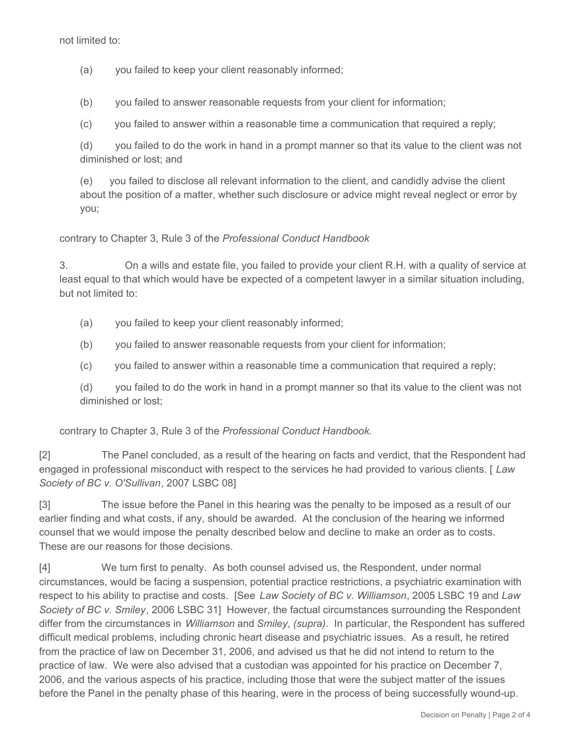not limited to:

(a) you failed to keep your client reasonably informed;

(b) you failed to answer reasonable requests from your client for information;

(c) you failed to answer within a reasonable time a communication that required a reply;

(d) you failed to do the work in hand in a prompt manner so that its value to the client was not diminished or lost; and

(e) you failed to disclose all relevant information to the client, and candidly advise the client about the position of a matter, whether such disclosure or advice might reveal neglect or error by you;

contrary to Chapter 3, Rule 3 of the *Professional Conduct Handbook*

3. On a wills and estate file, you failed to provide your client R.H. with a quality of service at least equal to that which would have be expected of a competent lawyer in a similar situation including, but not limited to:

(a) you failed to keep your client reasonably informed;

(b) you failed to answer reasonable requests from your client for information;

(c) you failed to answer within a reasonable time a communication that required a reply;

(d) you failed to do the work in hand in a prompt manner so that its value to the client was not diminished or lost;

contrary to Chapter 3, Rule 3 of the *Professional Conduct Handbook.*

[2] The Panel concluded, as a result of the hearing on facts and verdict, that the Respondent had engaged in professional misconduct with respect to the services he had provided to various clients. [ *Law Society of BC v. O'Sullivan*, 2007 LSBC 08]

[3] The issue before the Panel in this hearing was the penalty to be imposed as a result of our earlier finding and what costs, if any, should be awarded. At the conclusion of the hearing we informed counsel that we would impose the penalty described below and decline to make an order as to costs. These are our reasons for those decisions.

[4] We turn first to penalty. As both counsel advised us, the Respondent, under normal circumstances, would be facing a suspension, potential practice restrictions, a psychiatric examination with respect to his ability to practise and costs. [See *Law Society of BC v. Williamson*, 2005 LSBC 19 and *Law Society of BC v. Smiley*, 2006 LSBC 31] However, the factual circumstances surrounding the Respondent differ from the circumstances in *Williamson* and *Smiley*, *(supra)*. In particular, the Respondent has suffered difficult medical problems, including chronic heart disease and psychiatric issues. As a result, he retired from the practice of law on December 31, 2006, and advised us that he did not intend to return to the practice of law. We were also advised that a custodian was appointed for his practice on December 7, 2006, and the various aspects of his practice, including those that were the subject matter of the issues before the Panel in the penalty phase of this hearing, were in the process of being successfully wound-up.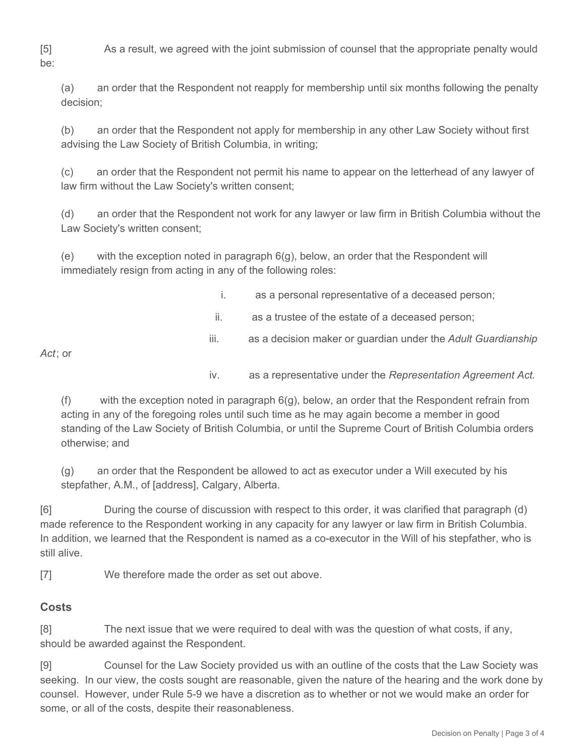[5] As a result, we agreed with the joint submission of counsel that the appropriate penalty would be:

(a) an order that the Respondent not reapply for membership until six months following the penalty decision;

(b) an order that the Respondent not apply for membership in any other Law Society without first advising the Law Society of British Columbia, in writing;

(c) an order that the Respondent not permit his name to appear on the letterhead of any lawyer of law firm without the Law Society's written consent;

(d) an order that the Respondent not work for any lawyer or law firm in British Columbia without the Law Society's written consent;

(e) with the exception noted in paragraph 6(g), below, an order that the Respondent will immediately resign from acting in any of the following roles:

i. as a personal representative of a deceased person;

ii. as a trustee of the estate of a deceased person;

iii. as a decision maker or guardian under the *Adult Guardianship Act*; or

iv. as a representative under the *Representation Agreement Act*.

(f) with the exception noted in paragraph 6(g), below, an order that the Respondent refrain from acting in any of the foregoing roles until such time as he may again become a member in good standing of the Law Society of British Columbia, or until the Supreme Court of British Columbia orders otherwise; and

(g) an order that the Respondent be allowed to act as executor under a Will executed by his stepfather, A.M., of [address], Calgary, Alberta.

[6] During the course of discussion with respect to this order, it was clarified that paragraph (d) made reference to the Respondent working in any capacity for any lawyer or law firm in British Columbia. In addition, we learned that the Respondent is named as a co-executor in the Will of his stepfather, who is still alive.

[7] We therefore made the order as set out above.

## Costs

[8] The next issue that we were required to deal with was the question of what costs, if any, should be awarded against the Respondent.

[9] Counsel for the Law Society provided us with an outline of the costs that the Law Society was seeking. In our view, the costs sought are reasonable, given the nature of the hearing and the work done by counsel. However, under Rule 5-9 we have a discretion as to whether or not we would make an order for some, or all of the costs, despite their reasonableness.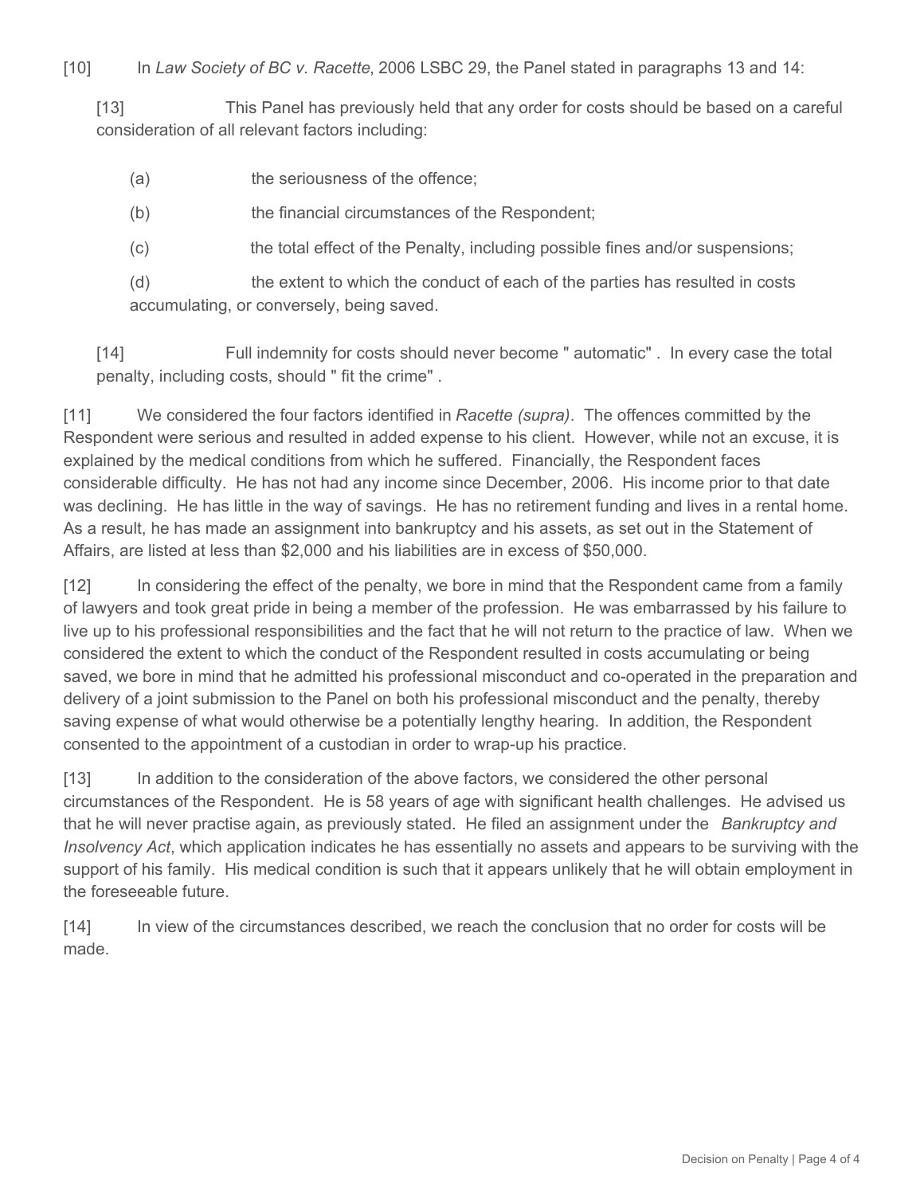[10] In *Law Society of BC v. Racette*, 2006 LSBC 29, the Panel stated in paragraphs 13 and 14:

> [13] This Panel has previously held that any order for costs should be based on a careful consideration of all relevant factors including:
>
> (a) the seriousness of the offence;
>
> (b) the financial circumstances of the Respondent;
>
> (c) the total effect of the Penalty, including possible fines and/or suspensions;
>
> (d) the extent to which the conduct of each of the parties has resulted in costs accumulating, or conversely, being saved.
>
> [14] Full indemnity for costs should never become " automatic" . In every case the total penalty, including costs, should " fit the crime" .

[11] We considered the four factors identified in *Racette (supra)*. The offences committed by the Respondent were serious and resulted in added expense to his client. However, while not an excuse, it is explained by the medical conditions from which he suffered. Financially, the Respondent faces considerable difficulty. He has not had any income since December, 2006. His income prior to that date was declining. He has little in the way of savings. He has no retirement funding and lives in a rental home. As a result, he has made an assignment into bankruptcy and his assets, as set out in the Statement of Affairs, are listed at less than $2,000 and his liabilities are in excess of $50,000.

[12] In considering the effect of the penalty, we bore in mind that the Respondent came from a family of lawyers and took great pride in being a member of the profession. He was embarrassed by his failure to live up to his professional responsibilities and the fact that he will not return to the practice of law. When we considered the extent to which the conduct of the Respondent resulted in costs accumulating or being saved, we bore in mind that he admitted his professional misconduct and co-operated in the preparation and delivery of a joint submission to the Panel on both his professional misconduct and the penalty, thereby saving expense of what would otherwise be a potentially lengthy hearing. In addition, the Respondent consented to the appointment of a custodian in order to wrap-up his practice.

[13] In addition to the consideration of the above factors, we considered the other personal circumstances of the Respondent. He is 58 years of age with significant health challenges. He advised us that he will never practise again, as previously stated. He filed an assignment under the *Bankruptcy and Insolvency Act*, which application indicates he has essentially no assets and appears to be surviving with the support of his family. His medical condition is such that it appears unlikely that he will obtain employment in the foreseeable future.

[14] In view of the circumstances described, we reach the conclusion that no order for costs will be made.